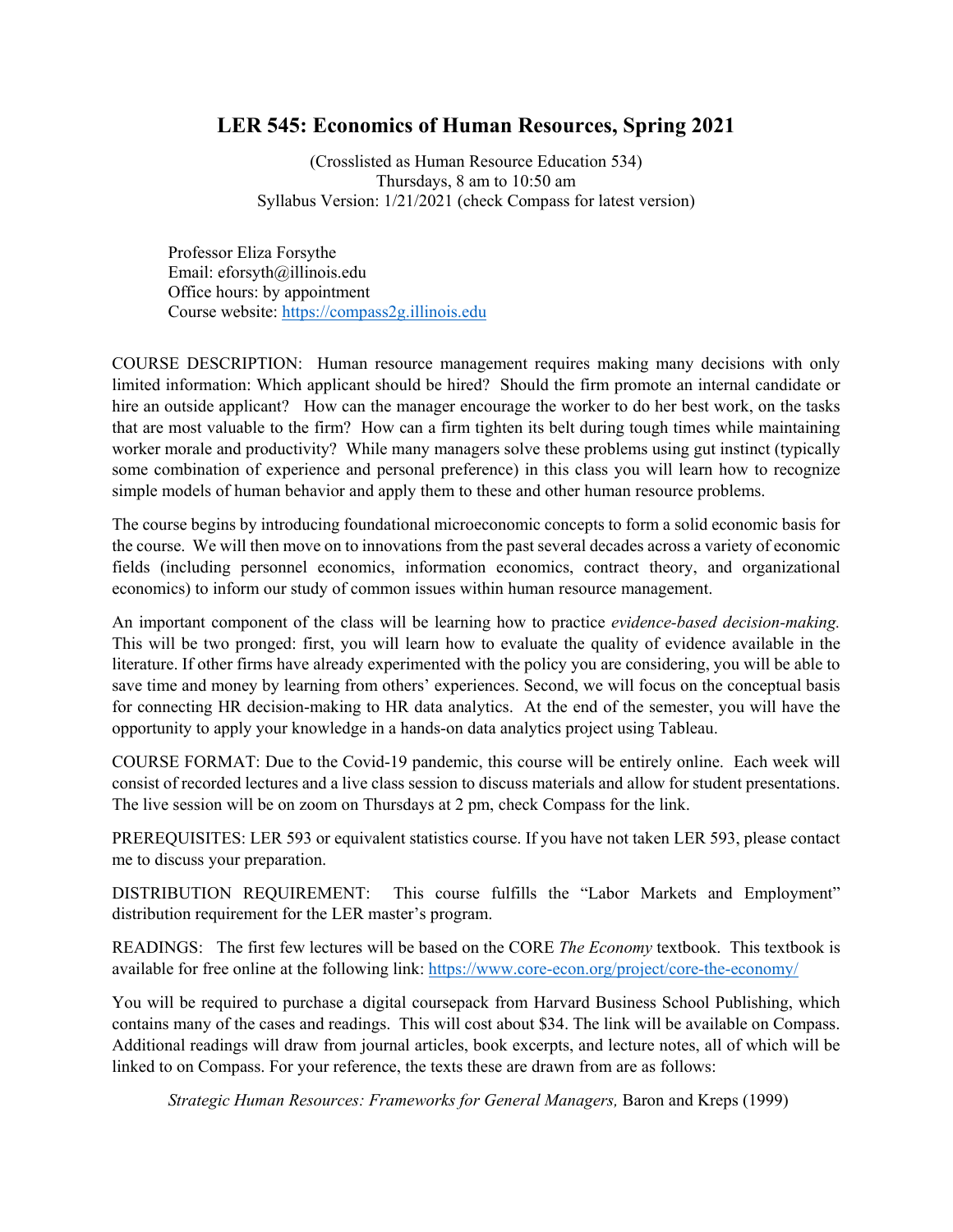# LER 545: Economics of Human Resources, Spring 2021

(Crosslisted as Human Resource Education 534)
Thursdays, 8 am to 10:50 am
Syllabus Version: 1/21/2021 (check Compass for latest version)

Professor Eliza Forsythe
Email: eforsyth@illinois.edu
Office hours: by appointment
Course website: https://compass2g.illinois.edu

COURSE DESCRIPTION: Human resource management requires making many decisions with only limited information: Which applicant should be hired? Should the firm promote an internal candidate or hire an outside applicant? How can the manager encourage the worker to do her best work, on the tasks that are most valuable to the firm? How can a firm tighten its belt during tough times while maintaining worker morale and productivity? While many managers solve these problems using gut instinct (typically some combination of experience and personal preference) in this class you will learn how to recognize simple models of human behavior and apply them to these and other human resource problems.

The course begins by introducing foundational microeconomic concepts to form a solid economic basis for the course. We will then move on to innovations from the past several decades across a variety of economic fields (including personnel economics, information economics, contract theory, and organizational economics) to inform our study of common issues within human resource management.

An important component of the class will be learning how to practice *evidence-based decision-making.* This will be two pronged: first, you will learn how to evaluate the quality of evidence available in the literature. If other firms have already experimented with the policy you are considering, you will be able to save time and money by learning from others' experiences. Second, we will focus on the conceptual basis for connecting HR decision-making to HR data analytics. At the end of the semester, you will have the opportunity to apply your knowledge in a hands-on data analytics project using Tableau.

COURSE FORMAT: Due to the Covid-19 pandemic, this course will be entirely online. Each week will consist of recorded lectures and a live class session to discuss materials and allow for student presentations. The live session will be on zoom on Thursdays at 2 pm, check Compass for the link.

PREREQUISITES: LER 593 or equivalent statistics course. If you have not taken LER 593, please contact me to discuss your preparation.

DISTRIBUTION REQUIREMENT: This course fulfills the "Labor Markets and Employment" distribution requirement for the LER master's program.

READINGS: The first few lectures will be based on the CORE *The Economy* textbook. This textbook is available for free online at the following link: https://www.core-econ.org/project/core-the-economy/

You will be required to purchase a digital coursepack from Harvard Business School Publishing, which contains many of the cases and readings. This will cost about $34. The link will be available on Compass. Additional readings will draw from journal articles, book excerpts, and lecture notes, all of which will be linked to on Compass. For your reference, the texts these are drawn from are as follows:

*Strategic Human Resources: Frameworks for General Managers,* Baron and Kreps (1999)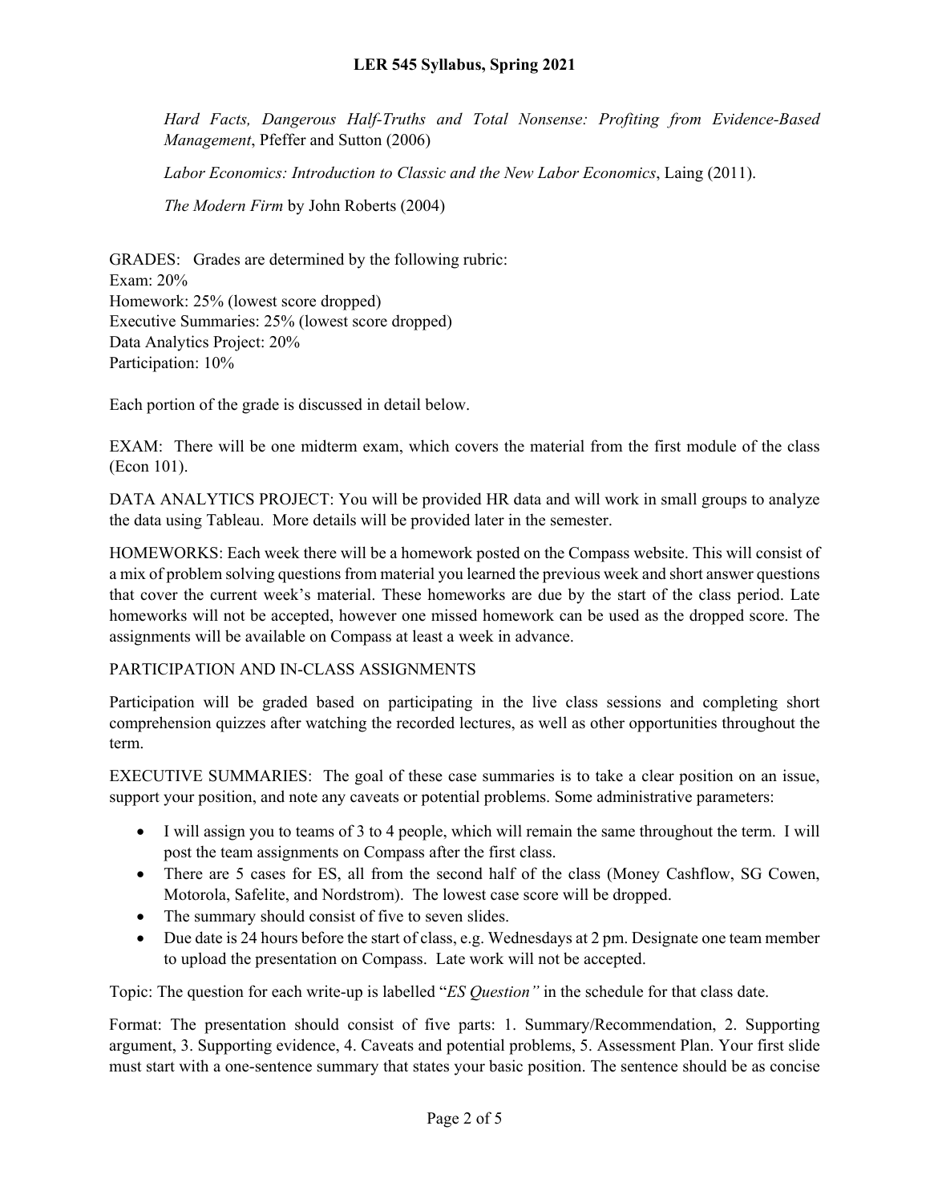*Hard Facts, Dangerous Half-Truths and Total Nonsense: Profiting from Evidence-Based Management*, Pfeffer and Sutton (2006)

*Labor Economics: Introduction to Classic and the New Labor Economics*, Laing (2011).

*The Modern Firm* by John Roberts (2004)

GRADES: Grades are determined by the following rubric:
Exam: 20%
Homework: 25% (lowest score dropped)
Executive Summaries: 25% (lowest score dropped)
Data Analytics Project: 20%
Participation: 10%

Each portion of the grade is discussed in detail below.

EXAM: There will be one midterm exam, which covers the material from the first module of the class (Econ 101).

DATA ANALYTICS PROJECT: You will be provided HR data and will work in small groups to analyze the data using Tableau. More details will be provided later in the semester.

HOMEWORKS: Each week there will be a homework posted on the Compass website. This will consist of a mix of problem solving questions from material you learned the previous week and short answer questions that cover the current week's material. These homeworks are due by the start of the class period. Late homeworks will not be accepted, however one missed homework can be used as the dropped score. The assignments will be available on Compass at least a week in advance.

PARTICIPATION AND IN-CLASS ASSIGNMENTS

Participation will be graded based on participating in the live class sessions and completing short comprehension quizzes after watching the recorded lectures, as well as other opportunities throughout the term.

EXECUTIVE SUMMARIES: The goal of these case summaries is to take a clear position on an issue, support your position, and note any caveats or potential problems. Some administrative parameters:

- I will assign you to teams of 3 to 4 people, which will remain the same throughout the term. I will post the team assignments on Compass after the first class.
- There are 5 cases for ES, all from the second half of the class (Money Cashflow, SG Cowen, Motorola, Safelite, and Nordstrom). The lowest case score will be dropped.
- The summary should consist of five to seven slides.
- Due date is 24 hours before the start of class, e.g. Wednesdays at 2 pm. Designate one team member to upload the presentation on Compass. Late work will not be accepted.

Topic: The question for each write-up is labelled "*ES Question"* in the schedule for that class date.

Format: The presentation should consist of five parts: 1. Summary/Recommendation, 2. Supporting argument, 3. Supporting evidence, 4. Caveats and potential problems, 5. Assessment Plan. Your first slide must start with a one-sentence summary that states your basic position. The sentence should be as concise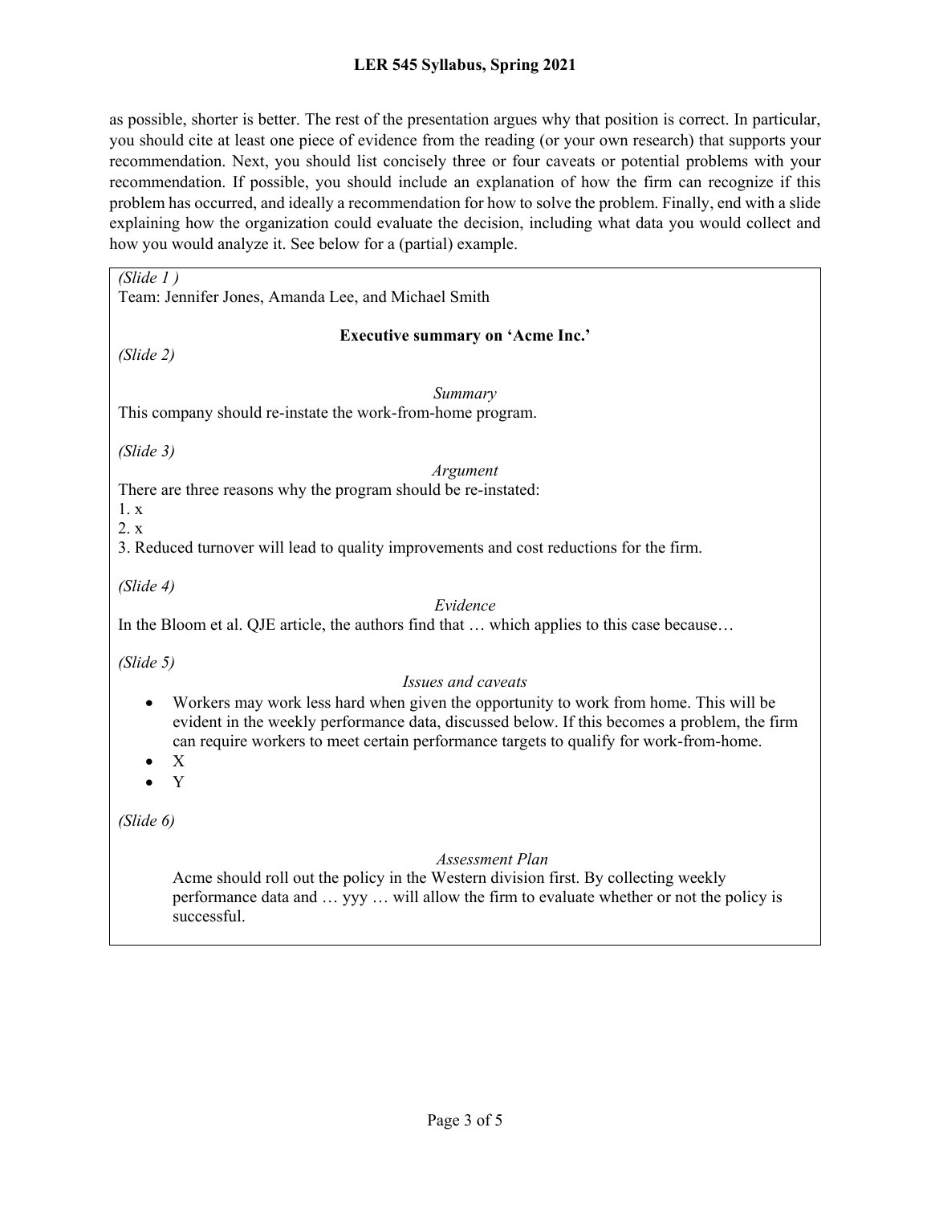as possible, shorter is better. The rest of the presentation argues why that position is correct. In particular, you should cite at least one piece of evidence from the reading (or your own research) that supports your recommendation. Next, you should list concisely three or four caveats or potential problems with your recommendation. If possible, you should include an explanation of how the firm can recognize if this problem has occurred, and ideally a recommendation for how to solve the problem. Finally, end with a slide explaining how the organization could evaluate the decision, including what data you would collect and how you would analyze it. See below for a (partial) example.

*(Slide 1 )*
Team: Jennifer Jones, Amanda Lee, and Michael Smith

**Executive summary on 'Acme Inc.'**

*(Slide 2)*

*Summary*

This company should re-instate the work-from-home program.

*(Slide 3)*

*Argument*

There are three reasons why the program should be re-instated:
1. x
2. x
3. Reduced turnover will lead to quality improvements and cost reductions for the firm.

*(Slide 4)*

*Evidence*

In the Bloom et al. QJE article, the authors find that … which applies to this case because…

*(Slide 5)*

*Issues and caveats*

- Workers may work less hard when given the opportunity to work from home. This will be evident in the weekly performance data, discussed below. If this becomes a problem, the firm can require workers to meet certain performance targets to qualify for work-from-home.
- X
- Y

*(Slide 6)*

*Assessment Plan*

Acme should roll out the policy in the Western division first. By collecting weekly performance data and … yyy … will allow the firm to evaluate whether or not the policy is successful.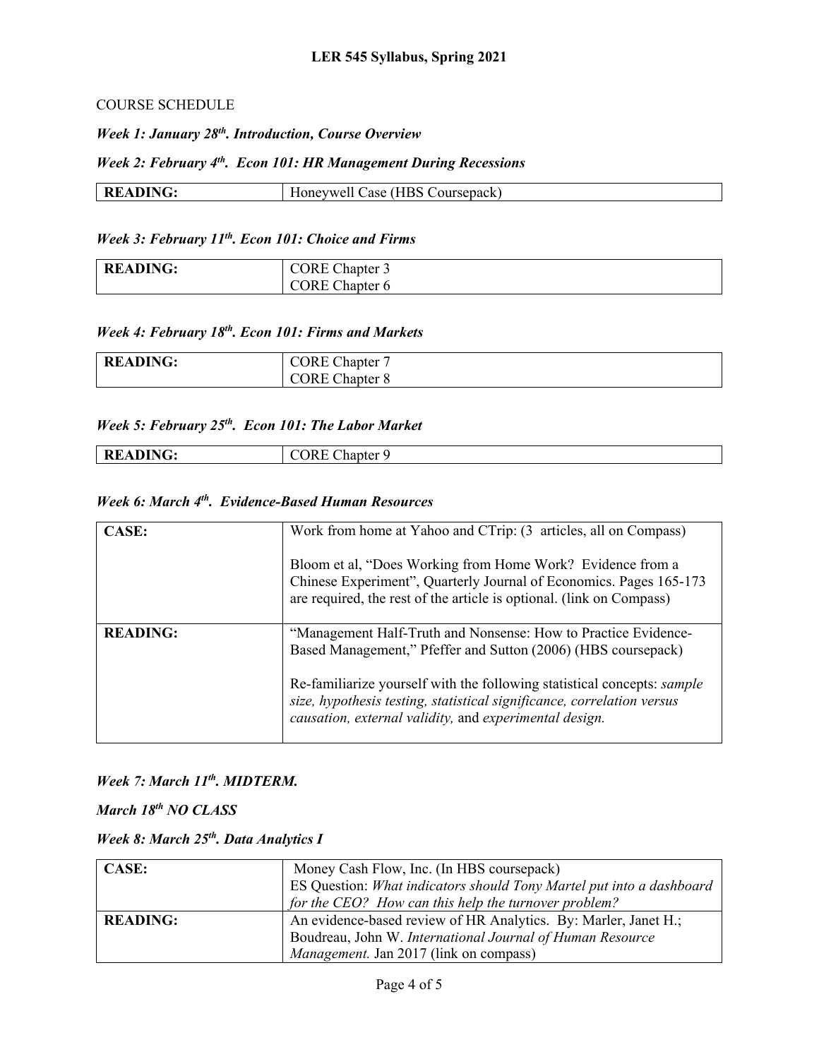COURSE SCHEDULE

***Week 1: January 28th. Introduction, Course Overview***

***Week 2: February 4th. Econ 101: HR Management During Recessions***

| **READING:** | Honeywell Case (HBS Coursepack) |
|---|---|

***Week 3: February 11th. Econ 101: Choice and Firms***

| **READING:** | CORE Chapter 3<br>CORE Chapter 6 |
|---|---|

***Week 4: February 18th. Econ 101: Firms and Markets***

| **READING:** | CORE Chapter 7<br>CORE Chapter 8 |
|---|---|

***Week 5: February 25th. Econ 101: The Labor Market***

| **READING:** | CORE Chapter 9 |
|---|---|

***Week 6: March 4th. Evidence-Based Human Resources***

| **CASE:** | Work from home at Yahoo and CTrip: (3 articles, all on Compass)<br><br>Bloom et al, "Does Working from Home Work? Evidence from a Chinese Experiment", Quarterly Journal of Economics. Pages 165-173 are required, the rest of the article is optional. (link on Compass) |
|---|---|
| **READING:** | "Management Half-Truth and Nonsense: How to Practice Evidence-Based Management," Pfeffer and Sutton (2006) (HBS coursepack)<br><br>Re-familiarize yourself with the following statistical concepts: *sample size, hypothesis testing, statistical significance, correlation versus causation, external validity,* and *experimental design.* |

***Week 7: March 11th. MIDTERM.***

***March 18th NO CLASS***

***Week 8: March 25th. Data Analytics I***

| **CASE:** | Money Cash Flow, Inc. (In HBS coursepack)<br>ES Question: *What indicators should Tony Martel put into a dashboard for the CEO? How can this help the turnover problem?* |
|---|---|
| **READING:** | An evidence-based review of HR Analytics. By: Marler, Janet H.; Boudreau, John W. *International Journal of Human Resource Management.* Jan 2017 (link on compass) |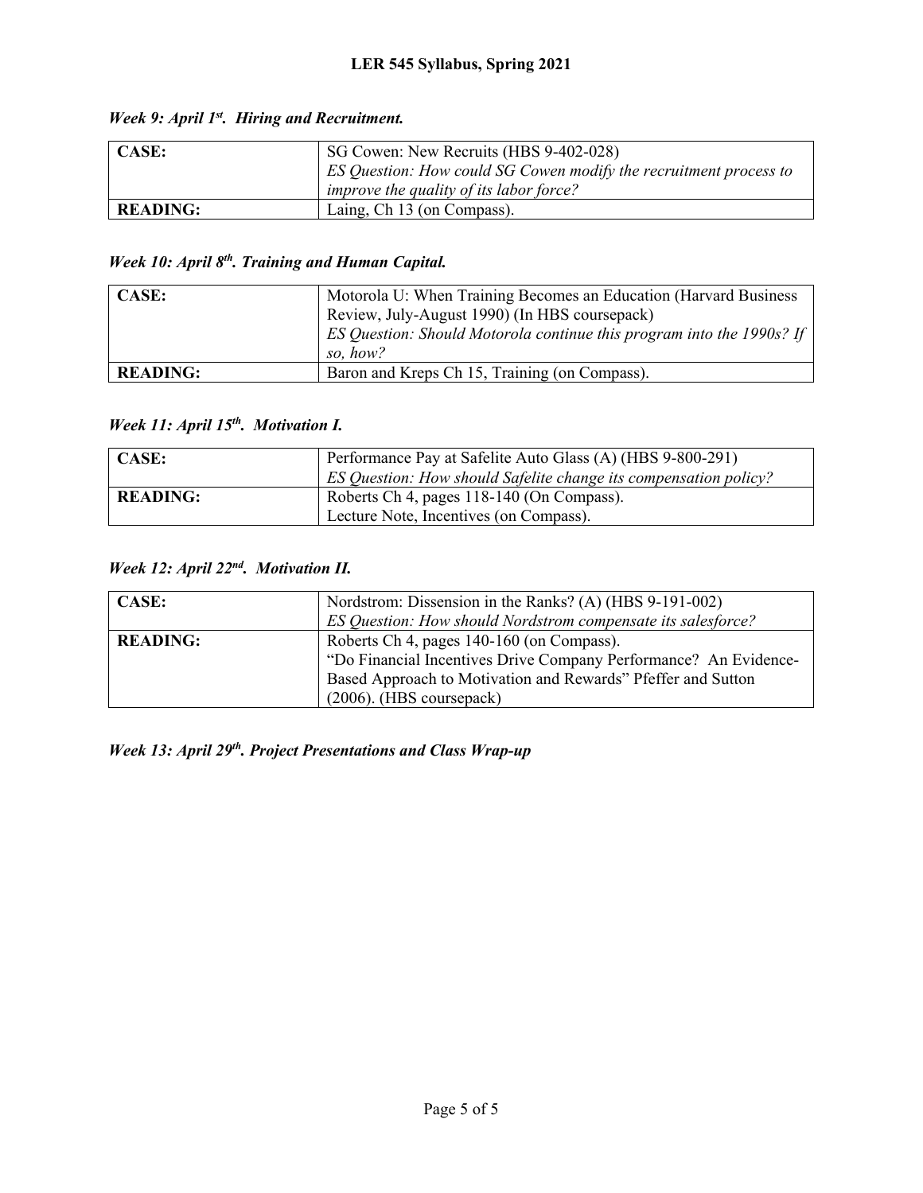### *Week 9: April 1st. Hiring and Recruitment.*

| | |
|---|---|
| **CASE:** | SG Cowen: New Recruits (HBS 9-402-028)<br>*ES Question: How could SG Cowen modify the recruitment process to improve the quality of its labor force?* |
| **READING:** | Laing, Ch 13 (on Compass). |

### *Week 10: April 8th. Training and Human Capital.*

| | |
|---|---|
| **CASE:** | Motorola U: When Training Becomes an Education (Harvard Business Review, July-August 1990) (In HBS coursepack)<br>*ES Question: Should Motorola continue this program into the 1990s? If so, how?* |
| **READING:** | Baron and Kreps Ch 15, Training (on Compass). |

### *Week 11: April 15th. Motivation I.*

| | |
|---|---|
| **CASE:** | Performance Pay at Safelite Auto Glass (A) (HBS 9-800-291)<br>*ES Question: How should Safelite change its compensation policy?* |
| **READING:** | Roberts Ch 4, pages 118-140 (On Compass).<br>Lecture Note, Incentives (on Compass). |

### *Week 12: April 22nd. Motivation II.*

| | |
|---|---|
| **CASE:** | Nordstrom: Dissension in the Ranks? (A) (HBS 9-191-002)<br>*ES Question: How should Nordstrom compensate its salesforce?* |
| **READING:** | Roberts Ch 4, pages 140-160 (on Compass).<br>"Do Financial Incentives Drive Company Performance? An Evidence-Based Approach to Motivation and Rewards" Pfeffer and Sutton (2006). (HBS coursepack) |

### *Week 13: April 29th. Project Presentations and Class Wrap-up*